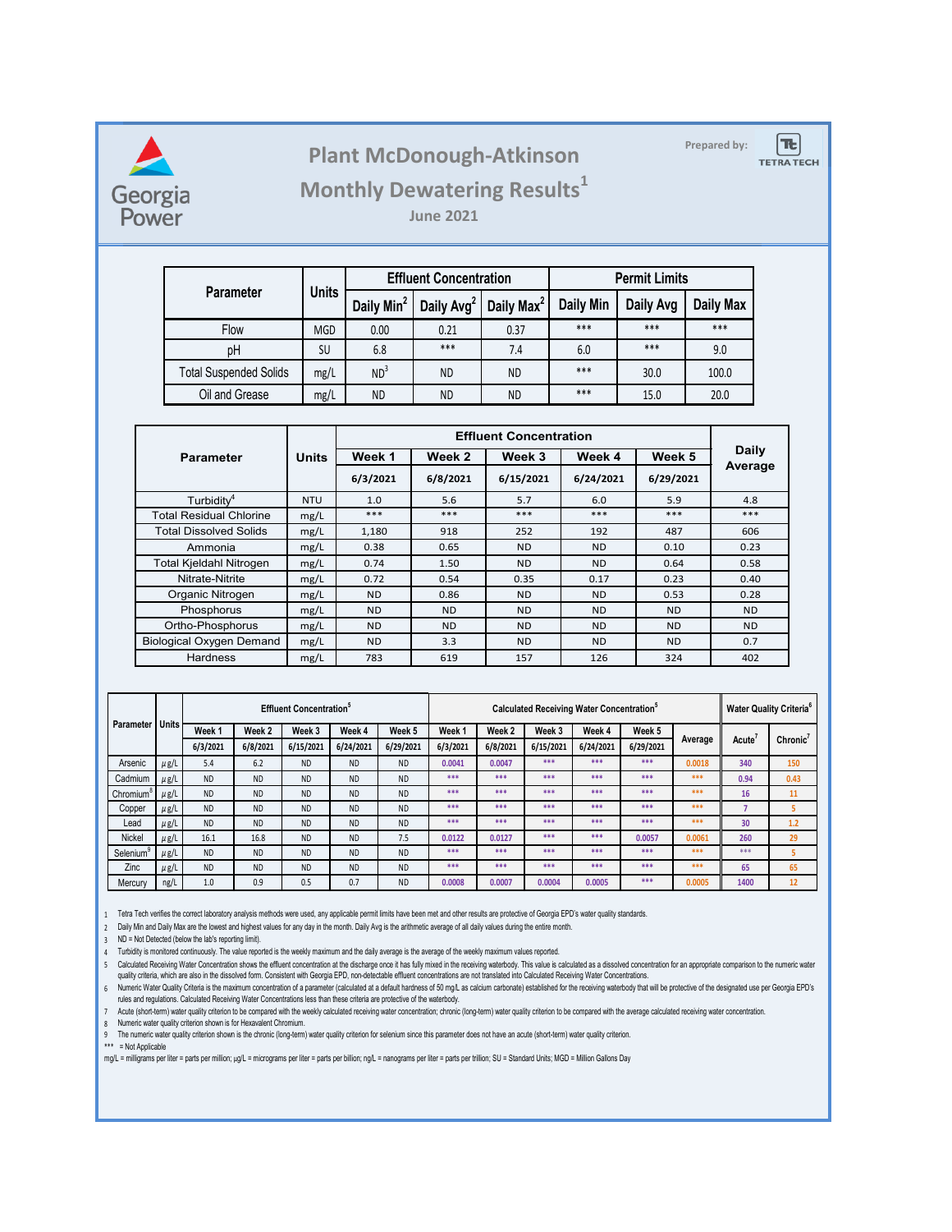# Plant McDonough-Atkinson

## Monthly Dewatering Results[1]

### June 2021

Prepared by: TETRA TECH

Georgia Power

| Parameter | Units | Effluent Concentration | | | Permit Limits | | |
|---|---|---|---|---|---|---|---|
| | | Daily Min[2] | Daily Avg[2] | Daily Max[2] | Daily Min | Daily Avg | Daily Max |
| Flow | MGD | 0.00 | 0.21 | 0.37 | *** | *** | *** |
| pH | SU | 6.8 | *** | 7.4 | 6.0 | *** | 9.0 |
| Total Suspended Solids | mg/L | ND[3] | ND | ND | *** | 30.0 | 100.0 |
| Oil and Grease | mg/L | ND | ND | ND | *** | 15.0 | 20.0 |

| Parameter | Units | Effluent Concentration | | | | | Daily Average |
|---|---|---|---|---|---|---|---|
| | | Week 1 | Week 2 | Week 3 | Week 4 | Week 5 | |
| | | 6/3/2021 | 6/8/2021 | 6/15/2021 | 6/24/2021 | 6/29/2021 | |
| Turbidity[4] | NTU | 1.0 | 5.6 | 5.7 | 6.0 | 5.9 | 4.8 |
| Total Residual Chlorine | mg/L | *** | *** | *** | *** | *** | *** |
| Total Dissolved Solids | mg/L | 1,180 | 918 | 252 | 192 | 487 | 606 |
| Ammonia | mg/L | 0.38 | 0.65 | ND | ND | 0.10 | 0.23 |
| Total Kjeldahl Nitrogen | mg/L | 0.74 | 1.50 | ND | ND | 0.64 | 0.58 |
| Nitrate-Nitrite | mg/L | 0.72 | 0.54 | 0.35 | 0.17 | 0.23 | 0.40 |
| Organic Nitrogen | mg/L | ND | 0.86 | ND | ND | 0.53 | 0.28 |
| Phosphorus | mg/L | ND | ND | ND | ND | ND | ND |
| Ortho-Phosphorus | mg/L | ND | ND | ND | ND | ND | ND |
| Biological Oxygen Demand | mg/L | ND | 3.3 | ND | ND | ND | 0.7 |
| Hardness | mg/L | 783 | 619 | 157 | 126 | 324 | 402 |

| Parameter | Units | Effluent Concentration[5] | | | | | Calculated Receiving Water Concentration[5] | | | | | | Water Quality Criteria[6] | |
|---|---|---|---|---|---|---|---|---|---|---|---|---|---|---|
| | | Week 1 | Week 2 | Week 3 | Week 4 | Week 5 | Week 1 | Week 2 | Week 3 | Week 4 | Week 5 | Average | Acute[7] | Chronic[7] |
| | | 6/3/2021 | 6/8/2021 | 6/15/2021 | 6/24/2021 | 6/29/2021 | 6/3/2021 | 6/8/2021 | 6/15/2021 | 6/24/2021 | 6/29/2021 | | | |
| Arsenic | µg/L | 5.4 | 6.2 | ND | ND | ND | 0.0041 | 0.0047 | *** | *** | *** | 0.0018 | 340 | 150 |
| Cadmium | µg/L | ND | ND | ND | ND | ND | *** | *** | *** | *** | *** | *** | 0.94 | 0.43 |
| Chromium[8] | µg/L | ND | ND | ND | ND | ND | *** | *** | *** | *** | *** | *** | 16 | 11 |
| Copper | µg/L | ND | ND | ND | ND | ND | *** | *** | *** | *** | *** | *** | 7 | 5 |
| Lead | µg/L | ND | ND | ND | ND | ND | *** | *** | *** | *** | *** | *** | 30 | 1.2 |
| Nickel | µg/L | 16.1 | 16.8 | ND | ND | 7.5 | 0.0122 | 0.0127 | *** | *** | 0.0057 | 0.0061 | 260 | 29 |
| Selenium[9] | µg/L | ND | ND | ND | ND | ND | *** | *** | *** | *** | *** | *** | *** | 5 |
| Zinc | µg/L | ND | ND | ND | ND | ND | *** | *** | *** | *** | *** | *** | 65 | 65 |
| Mercury | ng/L | 1.0 | 0.9 | 0.5 | 0.7 | ND | 0.0008 | 0.0007 | 0.0004 | 0.0005 | *** | 0.0005 | 1400 | 12 |

1. Tetra Tech verifies the correct laboratory analysis methods were used, any applicable permit limits have been met and other results are protective of Georgia EPD's water quality standards.
2. Daily Min and Daily Max are the lowest and highest values for any day in the month. Daily Avg is the arithmetic average of all daily values during the entire month.
3. ND = Not Detected (below the lab's reporting limit).
4. Turbidity is monitored continuously. The value reported is the weekly maximum and the daily average is the average of the weekly maximum values reported.
5. Calculated Receiving Water Concentration shows the effluent concentration at the discharge once it has fully mixed in the receiving waterbody. This value is calculated as a dissolved concentration for an appropriate comparison to the numeric water quality criteria, which are also in the dissolved form. Consistent with Georgia EPD, non-detectable effluent concentrations are not translated into Calculated Receiving Water Concentrations.
6. Numeric Water Quality Criteria is the maximum concentration of a parameter (calculated at a default hardness of 50 mg/L as calcium carbonate) established for the receiving waterbody that will be protective of the designated use per Georgia EPD's rules and regulations. Calculated Receiving Water Concentrations less than these criteria are protective of the waterbody.
7. Acute (short-term) water quality criterion to be compared with the weekly calculated receiving water concentration; chronic (long-term) water quality criterion to be compared with the average calculated receiving water concentration.
8. Numeric water quality criterion shown is for Hexavalent Chromium.
9. The numeric water quality criterion shown is the chronic (long-term) water quality criterion for selenium since this parameter does not have an acute (short-term) water quality criterion.

*** = Not Applicable

mg/L = milligrams per liter = parts per million; µg/L = micrograms per liter = parts per billion; ng/L = nanograms per liter = parts per trillion; SU = Standard Units; MGD = Million Gallons Day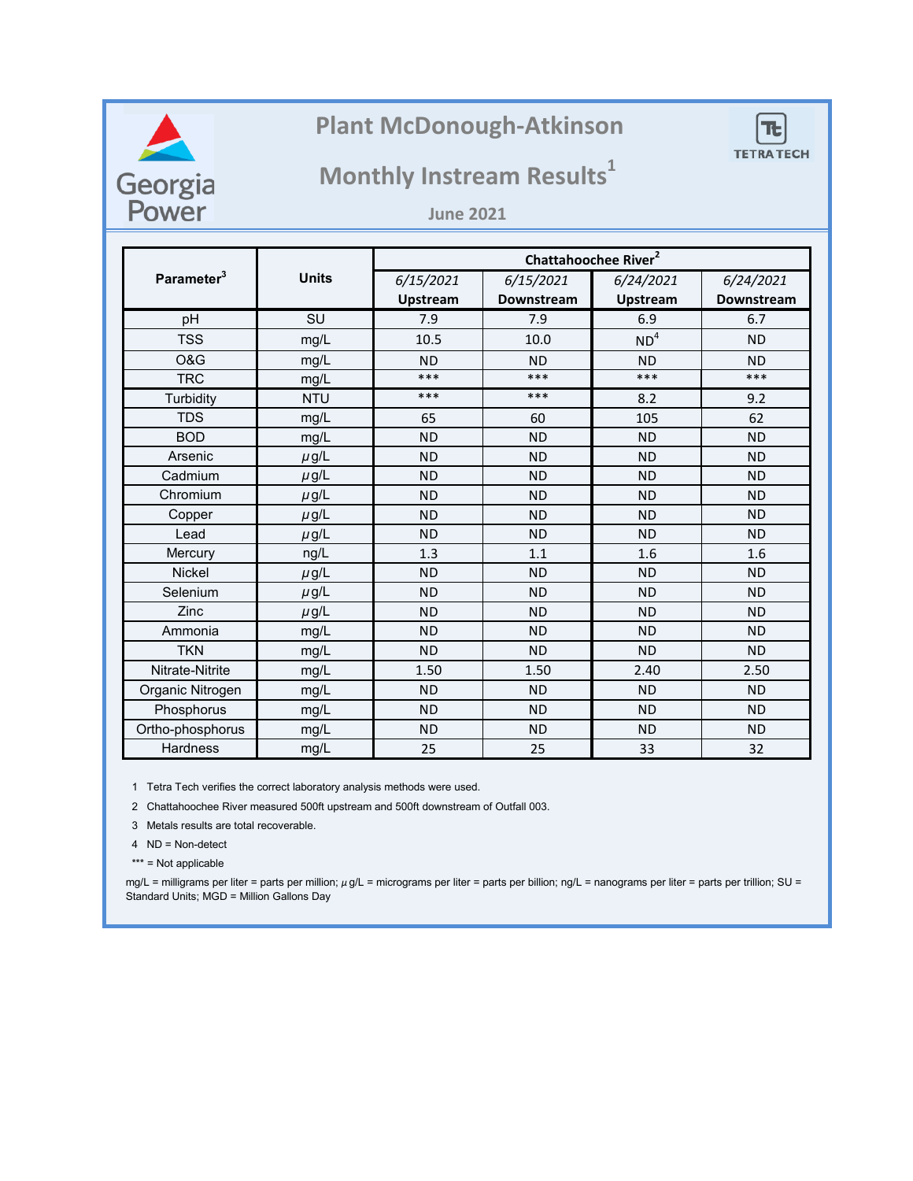# Plant McDonough-Atkinson

## Monthly Instream Results[1]

### June 2021

| Parameter[3] | Units | Chattahoochee River[2] | | | |
|---|---|---|---|---|---|
| | | *6/15/2021* Upstream | *6/15/2021* Downstream | *6/24/2021* Upstream | *6/24/2021* Downstream |
| pH | SU | 7.9 | 7.9 | 6.9 | 6.7 |
| TSS | mg/L | 10.5 | 10.0 | ND[4] | ND |
| O&G | mg/L | ND | ND | ND | ND |
| TRC | mg/L | *** | *** | *** | *** |
| Turbidity | NTU | *** | *** | 8.2 | 9.2 |
| TDS | mg/L | 65 | 60 | 105 | 62 |
| BOD | mg/L | ND | ND | ND | ND |
| Arsenic | μg/L | ND | ND | ND | ND |
| Cadmium | μg/L | ND | ND | ND | ND |
| Chromium | μg/L | ND | ND | ND | ND |
| Copper | μg/L | ND | ND | ND | ND |
| Lead | μg/L | ND | ND | ND | ND |
| Mercury | ng/L | 1.3 | 1.1 | 1.6 | 1.6 |
| Nickel | μg/L | ND | ND | ND | ND |
| Selenium | μg/L | ND | ND | ND | ND |
| Zinc | μg/L | ND | ND | ND | ND |
| Ammonia | mg/L | ND | ND | ND | ND |
| TKN | mg/L | ND | ND | ND | ND |
| Nitrate-Nitrite | mg/L | 1.50 | 1.50 | 2.40 | 2.50 |
| Organic Nitrogen | mg/L | ND | ND | ND | ND |
| Phosphorus | mg/L | ND | ND | ND | ND |
| Ortho-phosphorus | mg/L | ND | ND | ND | ND |
| Hardness | mg/L | 25 | 25 | 33 | 32 |

1 Tetra Tech verifies the correct laboratory analysis methods were used.

2 Chattahoochee River measured 500ft upstream and 500ft downstream of Outfall 003.

3 Metals results are total recoverable.

4 ND = Non-detect

*** = Not applicable

mg/L = milligrams per liter = parts per million; μg/L = micrograms per liter = parts per billion; ng/L = nanograms per liter = parts per trillion; SU = Standard Units; MGD = Million Gallons Day